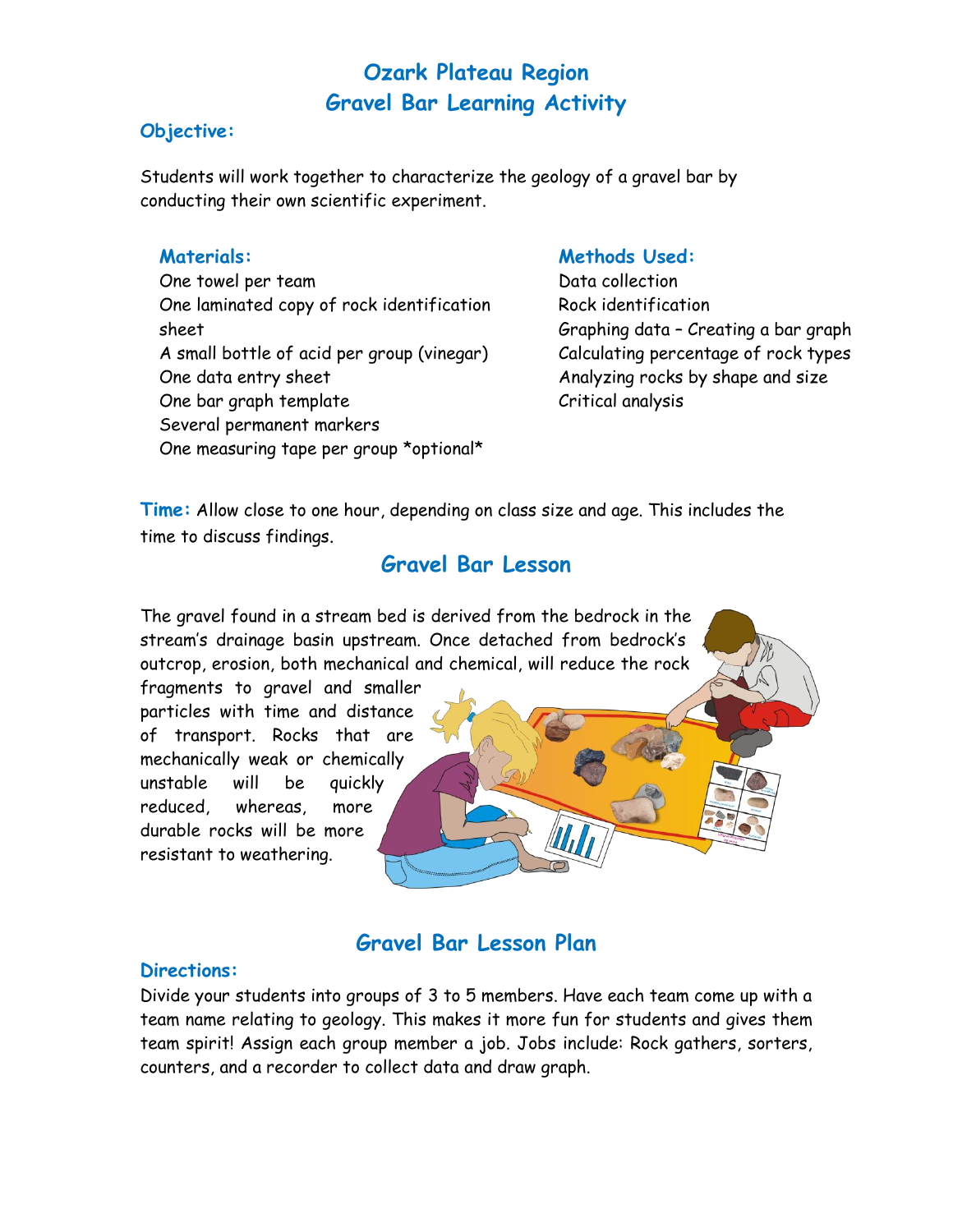# Ozark Plateau Region
# Gravel Bar Learning Activity

### Objective:

Students will work together to characterize the geology of a gravel bar by conducting their own scientific experiment.

### Materials:

One towel per team
One laminated copy of rock identification sheet
A small bottle of acid per group (vinegar)
One data entry sheet
One bar graph template
Several permanent markers
One measuring tape per group *optional*

### Methods Used:

Data collection
Rock identification
Graphing data – Creating a bar graph
Calculating percentage of rock types
Analyzing rocks by shape and size
Critical analysis

**Time:** Allow close to one hour, depending on class size and age. This includes the time to discuss findings.

## Gravel Bar Lesson

The gravel found in a stream bed is derived from the bedrock in the stream's drainage basin upstream. Once detached from bedrock's outcrop, erosion, both mechanical and chemical, will reduce the rock fragments to gravel and smaller particles with time and distance of transport. Rocks that are mechanically weak or chemically unstable will be quickly reduced, whereas, more durable rocks will be more resistant to weathering.

## Gravel Bar Lesson Plan

### Directions:

Divide your students into groups of 3 to 5 members. Have each team come up with a team name relating to geology. This makes it more fun for students and gives them team spirit! Assign each group member a job. Jobs include: Rock gathers, sorters, counters, and a recorder to collect data and draw graph.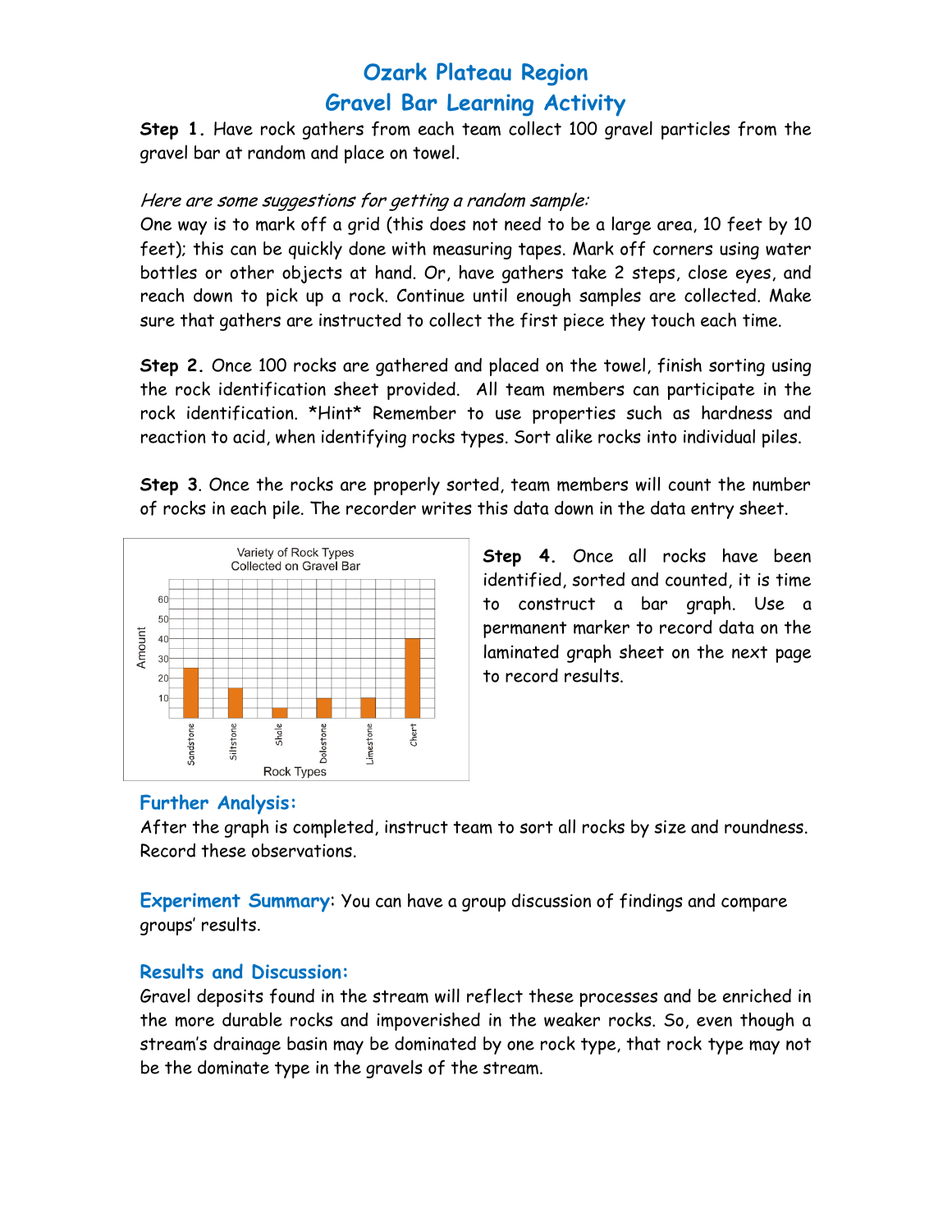# Ozark Plateau Region
## Gravel Bar Learning Activity

**Step 1.** Have rock gathers from each team collect 100 gravel particles from the gravel bar at random and place on towel.

*Here are some suggestions for getting a random sample:*
One way is to mark off a grid (this does not need to be a large area, 10 feet by 10 feet); this can be quickly done with measuring tapes. Mark off corners using water bottles or other objects at hand. Or, have gathers take 2 steps, close eyes, and reach down to pick up a rock. Continue until enough samples are collected. Make sure that gathers are instructed to collect the first piece they touch each time.

**Step 2.** Once 100 rocks are gathered and placed on the towel, finish sorting using the rock identification sheet provided. All team members can participate in the rock identification. *Hint* Remember to use properties such as hardness and reaction to acid, when identifying rocks types. Sort alike rocks into individual piles.

**Step 3**. Once the rocks are properly sorted, team members will count the number of rocks in each pile. The recorder writes this data down in the data entry sheet.

**Step 4.** Once all rocks have been identified, sorted and counted, it is time to construct a bar graph. Use a permanent marker to record data on the laminated graph sheet on the next page to record results.

### Further Analysis:
After the graph is completed, instruct team to sort all rocks by size and roundness. Record these observations.

**Experiment Summary**: You can have a group discussion of findings and compare groups' results.

### Results and Discussion:
Gravel deposits found in the stream will reflect these processes and be enriched in the more durable rocks and impoverished in the weaker rocks. So, even though a stream's drainage basin may be dominated by one rock type, that rock type may not be the dominate type in the gravels of the stream.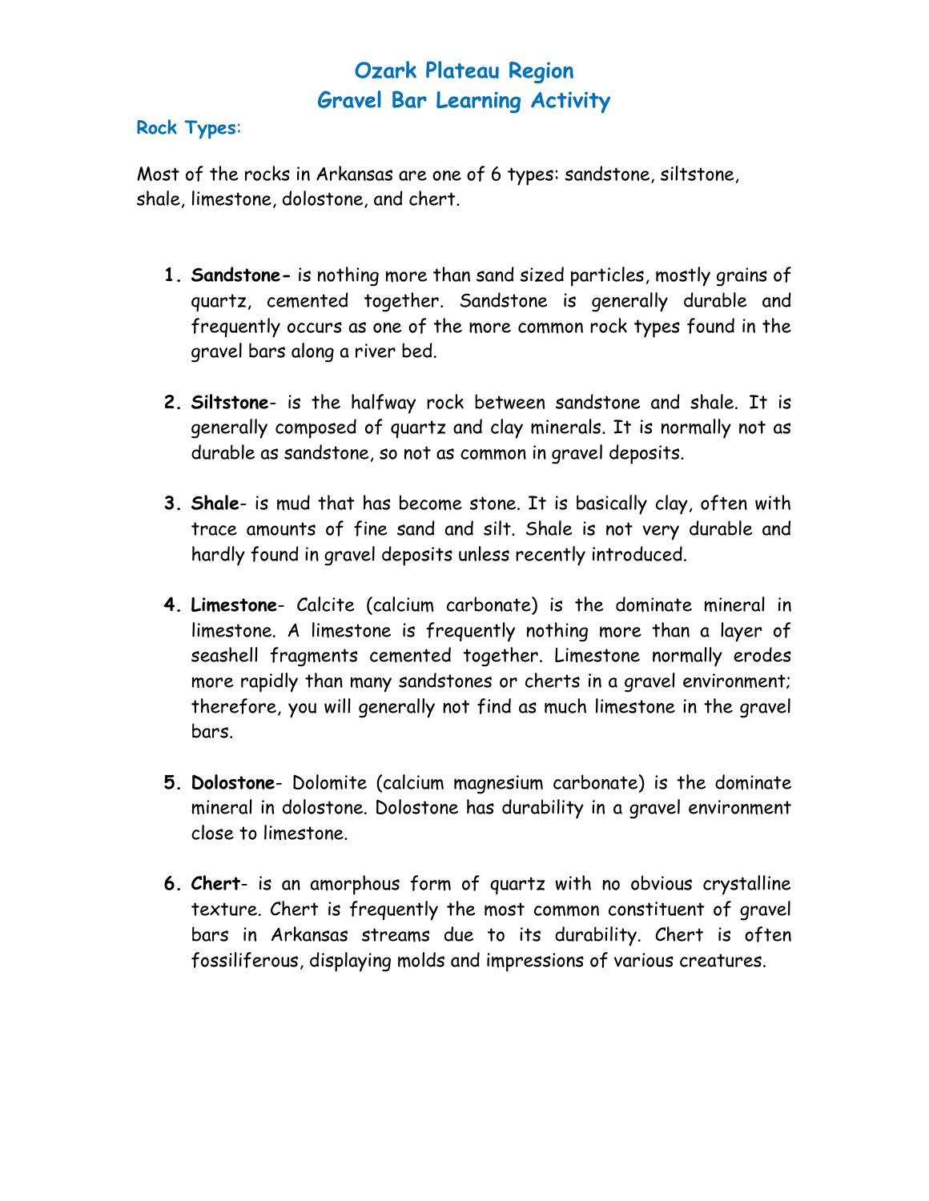# Ozark Plateau Region
# Gravel Bar Learning Activity

## Rock Types:

Most of the rocks in Arkansas are one of 6 types: sandstone, siltstone, shale, limestone, dolostone, and chert.

1. **Sandstone-** is nothing more than sand sized particles, mostly grains of quartz, cemented together. Sandstone is generally durable and frequently occurs as one of the more common rock types found in the gravel bars along a river bed.

2. **Siltstone**- is the halfway rock between sandstone and shale. It is generally composed of quartz and clay minerals. It is normally not as durable as sandstone, so not as common in gravel deposits.

3. **Shale**- is mud that has become stone. It is basically clay, often with trace amounts of fine sand and silt. Shale is not very durable and hardly found in gravel deposits unless recently introduced.

4. **Limestone**- Calcite (calcium carbonate) is the dominate mineral in limestone. A limestone is frequently nothing more than a layer of seashell fragments cemented together. Limestone normally erodes more rapidly than many sandstones or cherts in a gravel environment; therefore, you will generally not find as much limestone in the gravel bars.

5. **Dolostone**- Dolomite (calcium magnesium carbonate) is the dominate mineral in dolostone. Dolostone has durability in a gravel environment close to limestone.

6. **Chert**- is an amorphous form of quartz with no obvious crystalline texture. Chert is frequently the most common constituent of gravel bars in Arkansas streams due to its durability. Chert is often fossiliferous, displaying molds and impressions of various creatures.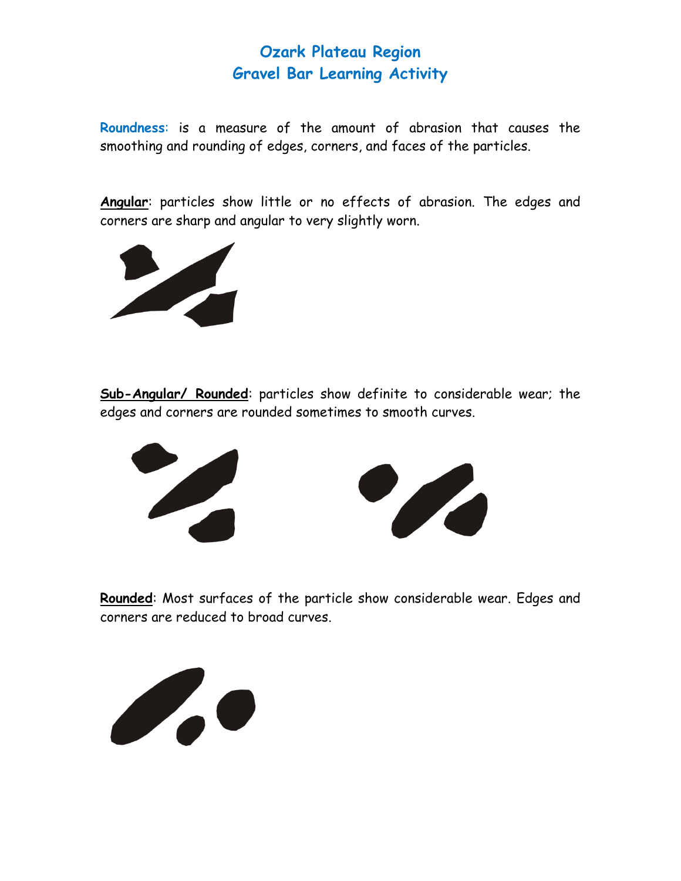# Ozark Plateau Region
# Gravel Bar Learning Activity

**Roundness**: is a measure of the amount of abrasion that causes the smoothing and rounding of edges, corners, and faces of the particles.

**Angular**: particles show little or no effects of abrasion. The edges and corners are sharp and angular to very slightly worn.

**Sub-Angular/ Rounded**: particles show definite to considerable wear; the edges and corners are rounded sometimes to smooth curves.

**Rounded**: Most surfaces of the particle show considerable wear. Edges and corners are reduced to broad curves.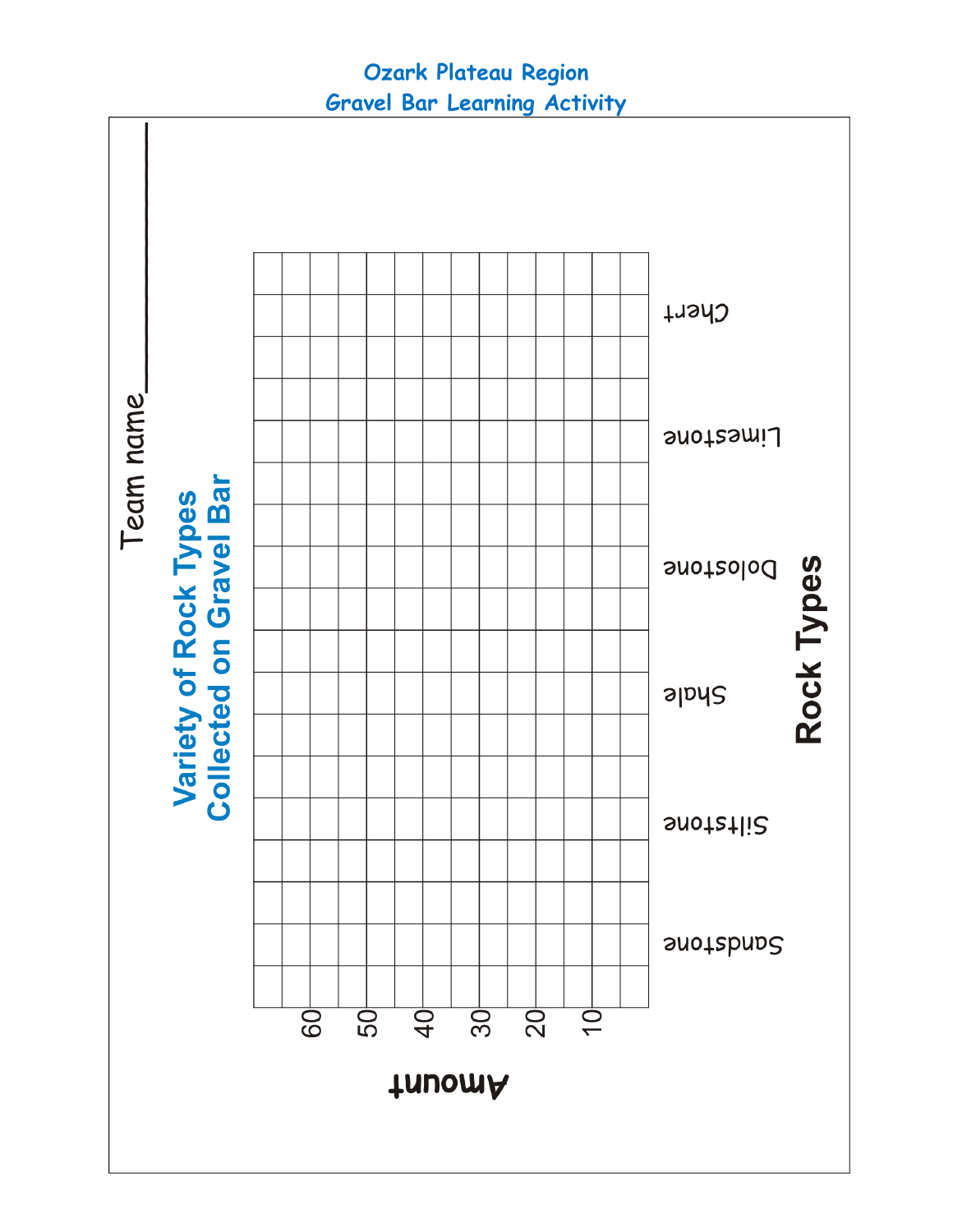## Ozark Plateau Region
## Gravel Bar Learning Activity

Team name______________

**Variety of Rock Types Collected on Gravel Bar**

| Amount | Sandstone | Siltstone | Shale | Dolostone | Limestone | Chert |
|---|---|---|---|---|---|---|
| 60 | | | | | | |
| 50 | | | | | | |
| 40 | | | | | | |
| 30 | | | | | | |
| 20 | | | | | | |
| 10 | | | | | | |

**Rock Types**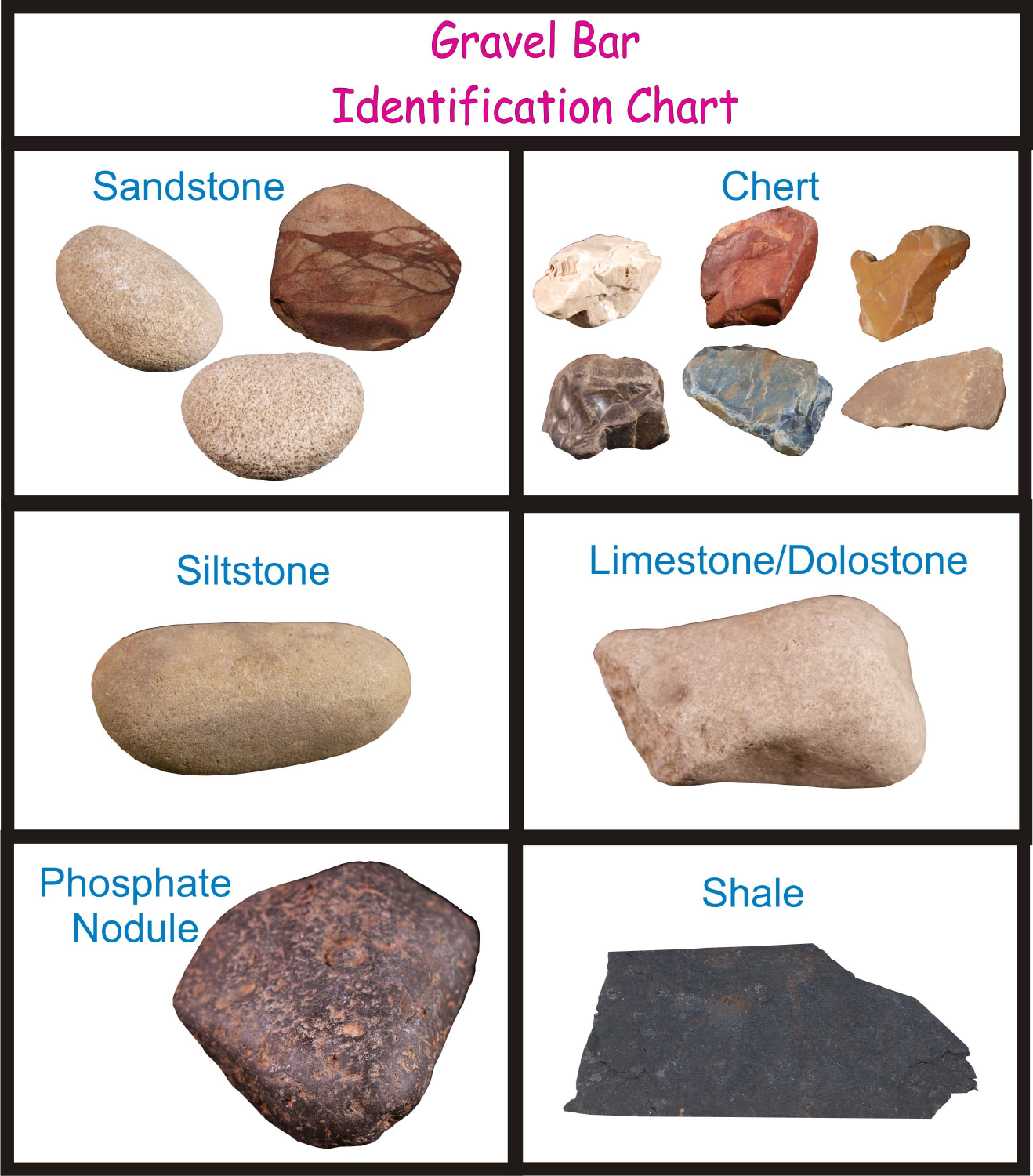# Gravel Bar Identification Chart

Sandstone

Chert

Siltstone

Limestone/Dolostone

Phosphate Nodule

Shale